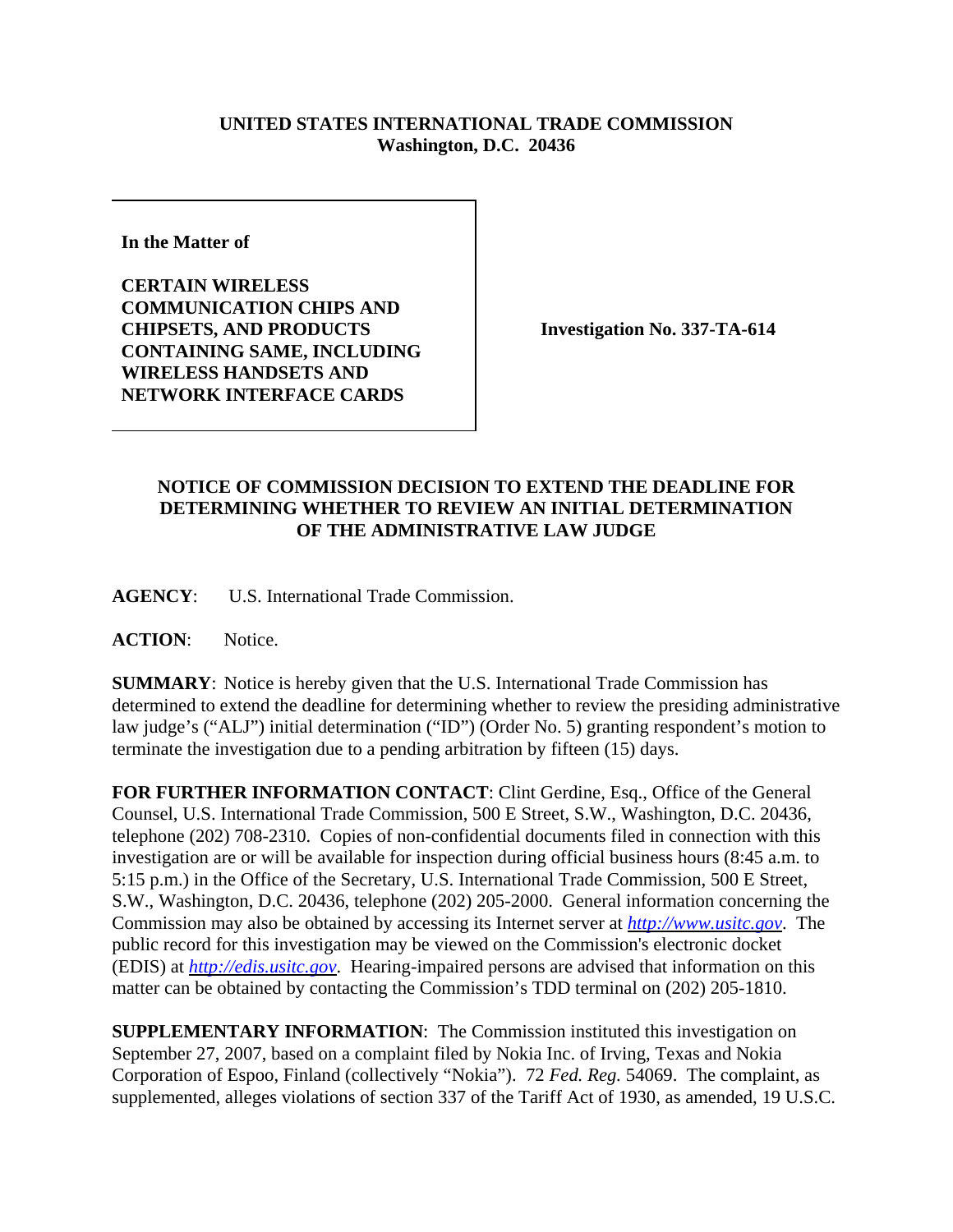**UNITED STATES INTERNATIONAL TRADE COMMISSION**
**Washington, D.C. 20436**

| | |
|---|---|
| **In the Matter of**<br><br>**CERTAIN WIRELESS COMMUNICATION CHIPS AND CHIPSETS, AND PRODUCTS CONTAINING SAME, INCLUDING WIRELESS HANDSETS AND NETWORK INTERFACE CARDS** | **Investigation No. 337-TA-614** |

## NOTICE OF COMMISSION DECISION TO EXTEND THE DEADLINE FOR DETERMINING WHETHER TO REVIEW AN INITIAL DETERMINATION OF THE ADMINISTRATIVE LAW JUDGE

**AGENCY**: U.S. International Trade Commission.

**ACTION**: Notice.

**SUMMARY**: Notice is hereby given that the U.S. International Trade Commission has determined to extend the deadline for determining whether to review the presiding administrative law judge's ("ALJ") initial determination ("ID") (Order No. 5) granting respondent's motion to terminate the investigation due to a pending arbitration by fifteen (15) days.

**FOR FURTHER INFORMATION CONTACT**: Clint Gerdine, Esq., Office of the General Counsel, U.S. International Trade Commission, 500 E Street, S.W., Washington, D.C. 20436, telephone (202) 708-2310. Copies of non-confidential documents filed in connection with this investigation are or will be available for inspection during official business hours (8:45 a.m. to 5:15 p.m.) in the Office of the Secretary, U.S. International Trade Commission, 500 E Street, S.W., Washington, D.C. 20436, telephone (202) 205-2000. General information concerning the Commission may also be obtained by accessing its Internet server at *http://www.usitc.gov*. The public record for this investigation may be viewed on the Commission's electronic docket (EDIS) at *http://edis.usitc.gov*. Hearing-impaired persons are advised that information on this matter can be obtained by contacting the Commission's TDD terminal on (202) 205-1810.

**SUPPLEMENTARY INFORMATION**: The Commission instituted this investigation on September 27, 2007, based on a complaint filed by Nokia Inc. of Irving, Texas and Nokia Corporation of Espoo, Finland (collectively "Nokia"). 72 *Fed. Reg.* 54069. The complaint, as supplemented, alleges violations of section 337 of the Tariff Act of 1930, as amended, 19 U.S.C.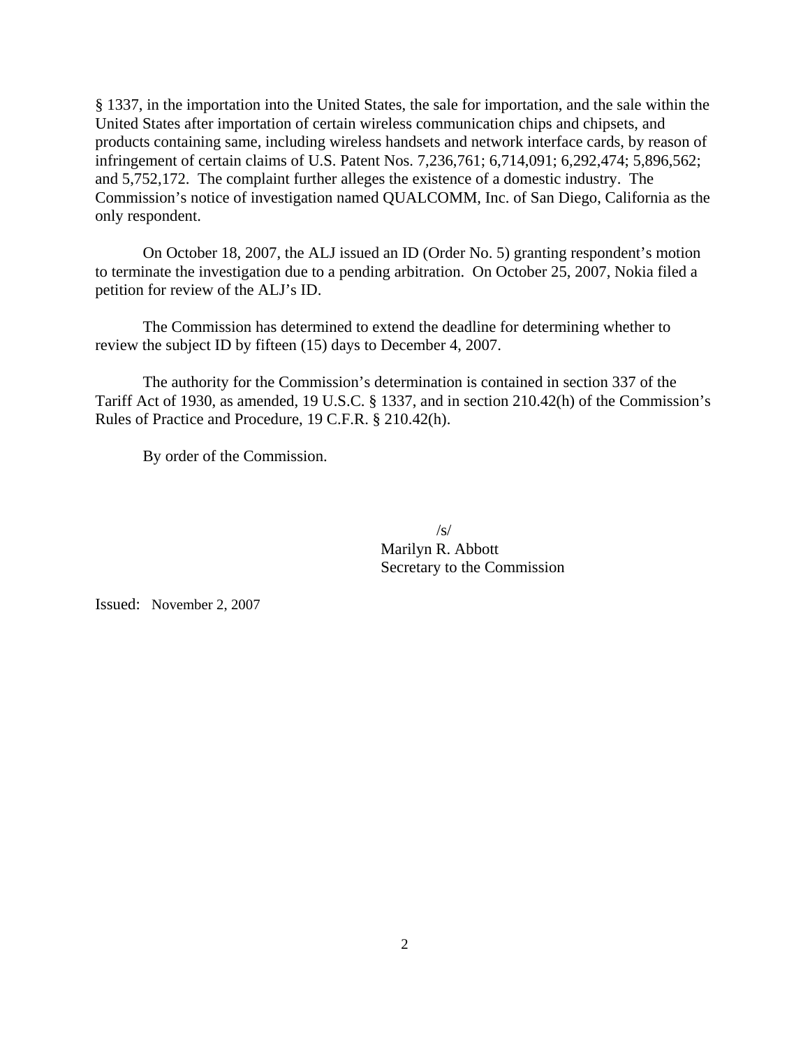§ 1337, in the importation into the United States, the sale for importation, and the sale within the United States after importation of certain wireless communication chips and chipsets, and products containing same, including wireless handsets and network interface cards, by reason of infringement of certain claims of U.S. Patent Nos. 7,236,761; 6,714,091; 6,292,474; 5,896,562; and 5,752,172. The complaint further alleges the existence of a domestic industry. The Commission's notice of investigation named QUALCOMM, Inc. of San Diego, California as the only respondent.

On October 18, 2007, the ALJ issued an ID (Order No. 5) granting respondent's motion to terminate the investigation due to a pending arbitration. On October 25, 2007, Nokia filed a petition for review of the ALJ's ID.

The Commission has determined to extend the deadline for determining whether to review the subject ID by fifteen (15) days to December 4, 2007.

The authority for the Commission's determination is contained in section 337 of the Tariff Act of 1930, as amended, 19 U.S.C. § 1337, and in section 210.42(h) of the Commission's Rules of Practice and Procedure, 19 C.F.R. § 210.42(h).

By order of the Commission.

/s/
Marilyn R. Abbott
Secretary to the Commission

Issued: November 2, 2007